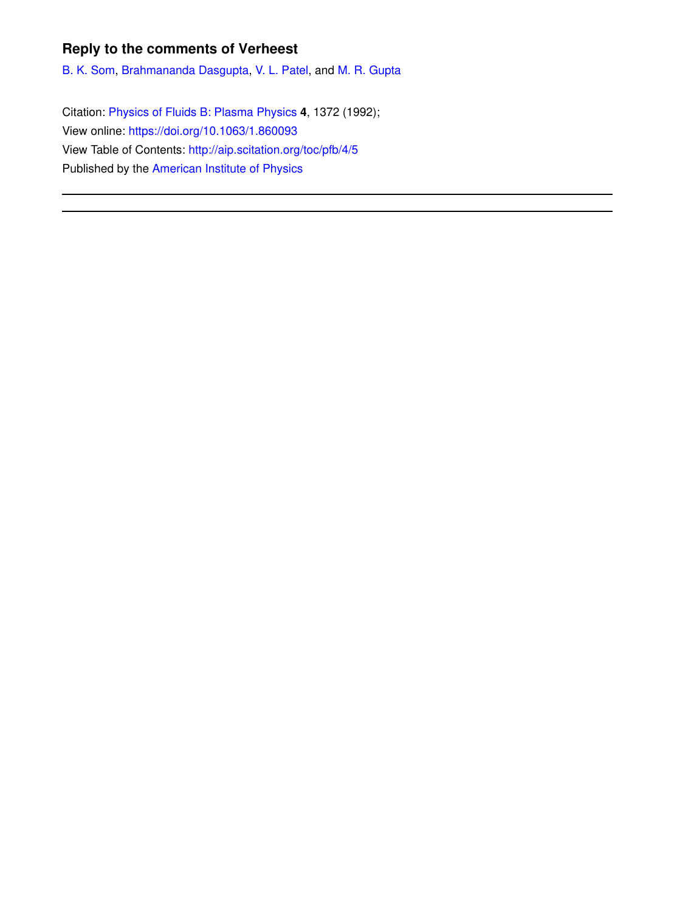# Reply to the comments of Verheest

B. K. Som, Brahmananda Dasgupta, V. L. Patel, and M. R. Gupta

Citation: Physics of Fluids B: Plasma Physics **4**, 1372 (1992);

View online: https://doi.org/10.1063/1.860093

View Table of Contents: http://aip.scitation.org/toc/pfb/4/5

Published by the American Institute of Physics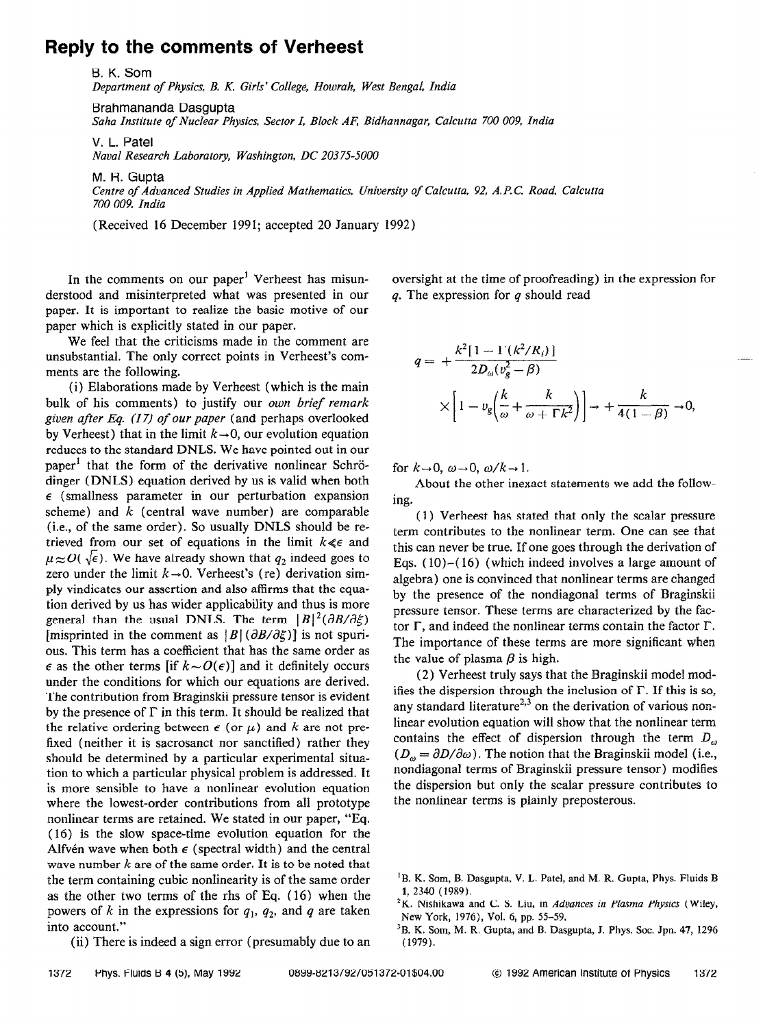# Reply to the comments of Verheest

B. K. Som
*Department of Physics, B. K. Girls' College, Howrah, West Bengal, India*

Brahmananda Dasgupta
*Saha Institute of Nuclear Physics, Sector I, Block AF, Bidhannagar, Calcutta 700 009, India*

V. L. Patel
*Naval Research Laboratory, Washington, DC 20375-5000*

M. R. Gupta
*Centre of Advanced Studies in Applied Mathematics, University of Calcutta, 92, A.P.C. Road, Calcutta 700 009, India*

(Received 16 December 1991; accepted 20 January 1992)

In the comments on our paper[1] Verheest has misunderstood and misinterpreted what was presented in our paper. It is important to realize the basic motive of our paper which is explicitly stated in our paper.

We feel that the criticisms made in the comment are unsubstantial. The only correct points in Verheest's comments are the following.

(i) Elaborations made by Verheest (which is the main bulk of his comments) to justify our *own brief remark given after Eq. (17) of our paper* (and perhaps overlooked by Verheest) that in the limit $k \to 0$, our evolution equation reduces to the standard DNLS. We have pointed out in our paper[1] that the form of the derivative nonlinear Schrödinger (DNLS) equation derived by us is valid when both $\epsilon$ (smallness parameter in our perturbation expansion scheme) and $k$ (central wave number) are comparable (i.e., of the same order). So usually DNLS should be retrieved from our set of equations in the limit $k \ll \epsilon$ and $\mu \approx O(\sqrt{\epsilon})$. We have already shown that $q_2$ indeed goes to zero under the limit $k \to 0$. Verheest's (re) derivation simply vindicates our assertion and also affirms that the equation derived by us has wider applicability and thus is more general than the usual DNLS. The term $|B|^2(\partial B/\partial \xi)$ [misprinted in the comment as $|B|(\partial B/\partial \xi)$] is not spurious. This term has a coefficient that has the same order as $\epsilon$ as the other terms [if $k \sim O(\epsilon)$] and it definitely occurs under the conditions for which our equations are derived. The contribution from Braginskii pressure tensor is evident by the presence of $\Gamma$ in this term. It should be realized that the relative ordering between $\epsilon$ (or $\mu$) and $k$ are not prefixed (neither it is sacrosanct nor sanctified) rather they should be determined by a particular experimental situation to which a particular physical problem is addressed. It is more sensible to have a nonlinear evolution equation where the lowest-order contributions from all prototype nonlinear terms are retained. We stated in our paper, "Eq. (16) is the slow space-time evolution equation for the Alfvén wave when both $\epsilon$ (spectral width) and the central wave number $k$ are of the same order. It is to be noted that the term containing cubic nonlinearity is of the same order as the other two terms of the rhs of Eq. (16) when the powers of $k$ in the expressions for $q_1$, $q_2$, and $q$ are taken into account."

(ii) There is indeed a sign error (presumably due to an oversight at the time of proofreading) in the expression for $q$. The expression for $q$ should read

$$q = + \frac{k^2[1 - \Gamma(k^2/R_i)]}{2D_\omega(v_g^2 - \beta)} \times \left[1 - v_g\left(\frac{k}{\omega} + \frac{k}{\omega + \Gamma k^2}\right)\right] \to + \frac{k}{4(1-\beta)} \to 0,$$

for $k \to 0$, $\omega \to 0$, $\omega/k \to 1$.

About the other inexact statements we add the following.

(1) Verheest has stated that only the scalar pressure term contributes to the nonlinear term. One can see that this can never be true. If one goes through the derivation of Eqs. (10)–(16) (which indeed involves a large amount of algebra) one is convinced that nonlinear terms are changed by the presence of the nondiagonal terms of Braginskii pressure tensor. These terms are characterized by the factor $\Gamma$, and indeed the nonlinear terms contain the factor $\Gamma$. The importance of these terms are more significant when the value of plasma $\beta$ is high.

(2) Verheest truly says that the Braginskii model modifies the dispersion through the inclusion of $\Gamma$. If this is so, any standard literature[2,3] on the derivation of various nonlinear evolution equation will show that the nonlinear term contains the effect of dispersion through the term $D_\omega$ ($D_\omega = \partial D/\partial \omega$). The notion that the Braginskii model (i.e., nondiagonal terms of Braginskii pressure tensor) modifies the dispersion but only the scalar pressure contributes to the nonlinear terms is plainly preposterous.

[1] B. K. Som, B. Dasgupta, V. L. Patel, and M. R. Gupta, Phys. Fluids B **1**, 2340 (1989).

[2] K. Nishikawa and C. S. Liu, in *Advances in Plasma Physics* (Wiley, New York, 1976), Vol. 6, pp. 55–59.

[3] B. K. Som, M. R. Gupta, and B. Dasgupta, J. Phys. Soc. Jpn. **47**, 1296 (1979).